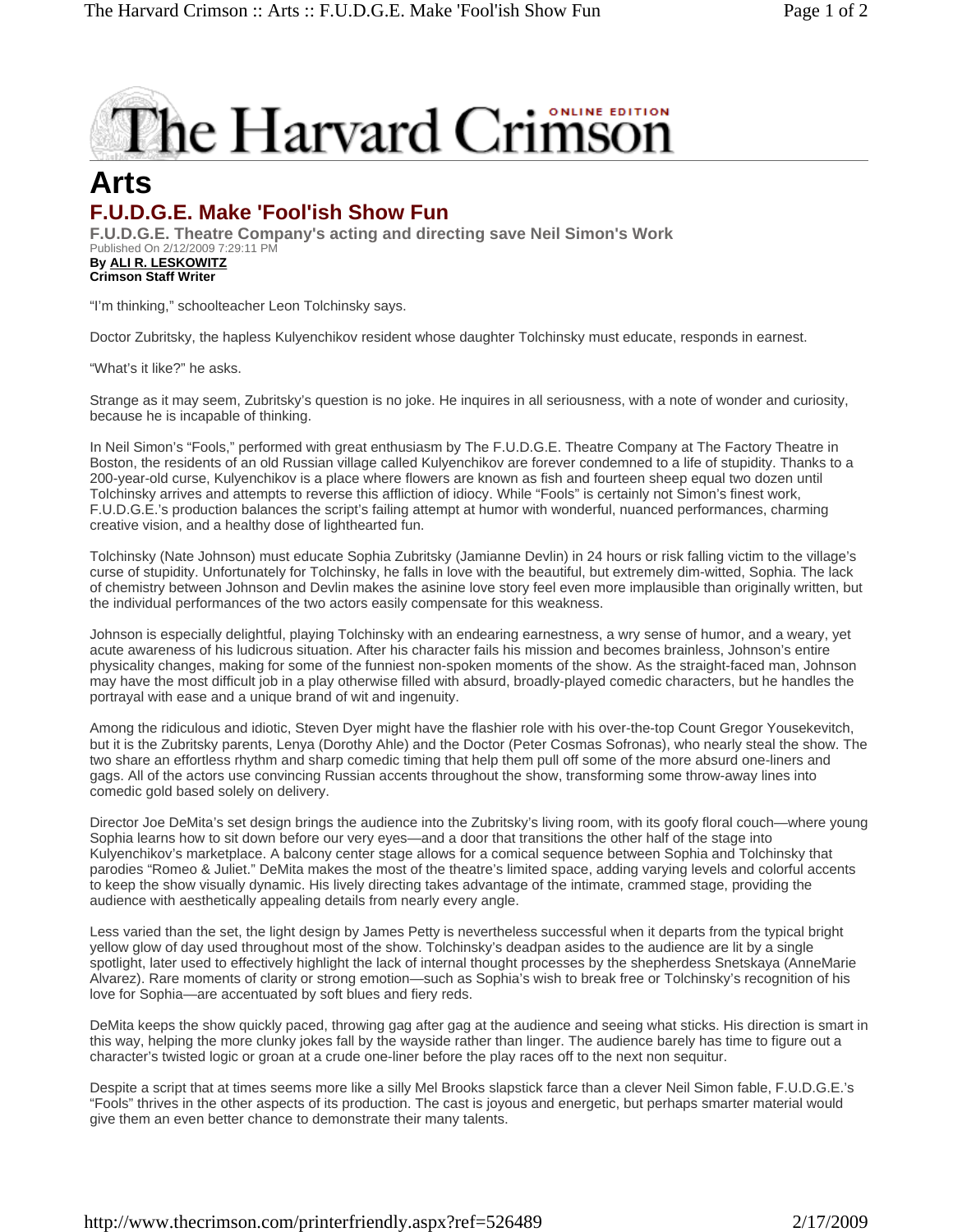# The Harvard Crimson

ONLINE EDITION

## Arts

### F.U.D.G.E. Make 'Fool'ish Show Fun

**F.U.D.G.E. Theatre Company's acting and directing save Neil Simon's Work**

Published On 2/12/2009 7:29:11 PM

**By ALI R. LESKOWITZ**
**Crimson Staff Writer**

"I'm thinking," schoolteacher Leon Tolchinsky says.

Doctor Zubritsky, the hapless Kulyenchikov resident whose daughter Tolchinsky must educate, responds in earnest.

"What's it like?" he asks.

Strange as it may seem, Zubritsky's question is no joke. He inquires in all seriousness, with a note of wonder and curiosity, because he is incapable of thinking.

In Neil Simon's "Fools," performed with great enthusiasm by The F.U.D.G.E. Theatre Company at The Factory Theatre in Boston, the residents of an old Russian village called Kulyenchikov are forever condemned to a life of stupidity. Thanks to a 200-year-old curse, Kulyenchikov is a place where flowers are known as fish and fourteen sheep equal two dozen until Tolchinsky arrives and attempts to reverse this affliction of idiocy. While "Fools" is certainly not Simon's finest work, F.U.D.G.E.'s production balances the script's failing attempt at humor with wonderful, nuanced performances, charming creative vision, and a healthy dose of lighthearted fun.

Tolchinsky (Nate Johnson) must educate Sophia Zubritsky (Jamianne Devlin) in 24 hours or risk falling victim to the village's curse of stupidity. Unfortunately for Tolchinsky, he falls in love with the beautiful, but extremely dim-witted, Sophia. The lack of chemistry between Johnson and Devlin makes the asinine love story feel even more implausible than originally written, but the individual performances of the two actors easily compensate for this weakness.

Johnson is especially delightful, playing Tolchinsky with an endearing earnestness, a wry sense of humor, and a weary, yet acute awareness of his ludicrous situation. After his character fails his mission and becomes brainless, Johnson's entire physicality changes, making for some of the funniest non-spoken moments of the show. As the straight-faced man, Johnson may have the most difficult job in a play otherwise filled with absurd, broadly-played comedic characters, but he handles the portrayal with ease and a unique brand of wit and ingenuity.

Among the ridiculous and idiotic, Steven Dyer might have the flashier role with his over-the-top Count Gregor Yousekevitch, but it is the Zubritsky parents, Lenya (Dorothy Ahle) and the Doctor (Peter Cosmas Sofronas), who nearly steal the show. The two share an effortless rhythm and sharp comedic timing that help them pull off some of the more absurd one-liners and gags. All of the actors use convincing Russian accents throughout the show, transforming some throw-away lines into comedic gold based solely on delivery.

Director Joe DeMita's set design brings the audience into the Zubritsky's living room, with its goofy floral couch—where young Sophia learns how to sit down before our very eyes—and a door that transitions the other half of the stage into Kulyenchikov's marketplace. A balcony center stage allows for a comical sequence between Sophia and Tolchinsky that parodies "Romeo & Juliet." DeMita makes the most of the theatre's limited space, adding varying levels and colorful accents to keep the show visually dynamic. His lively directing takes advantage of the intimate, crammed stage, providing the audience with aesthetically appealing details from nearly every angle.

Less varied than the set, the light design by James Petty is nevertheless successful when it departs from the typical bright yellow glow of day used throughout most of the show. Tolchinsky's deadpan asides to the audience are lit by a single spotlight, later used to effectively highlight the lack of internal thought processes by the shepherdess Snetskaya (AnneMarie Alvarez). Rare moments of clarity or strong emotion—such as Sophia's wish to break free or Tolchinsky's recognition of his love for Sophia—are accentuated by soft blues and fiery reds.

DeMita keeps the show quickly paced, throwing gag after gag at the audience and seeing what sticks. His direction is smart in this way, helping the more clunky jokes fall by the wayside rather than linger. The audience barely has time to figure out a character's twisted logic or groan at a crude one-liner before the play races off to the next non sequitur.

Despite a script that at times seems more like a silly Mel Brooks slapstick farce than a clever Neil Simon fable, F.U.D.G.E.'s "Fools" thrives in the other aspects of its production. The cast is joyous and energetic, but perhaps smarter material would give them an even better chance to demonstrate their many talents.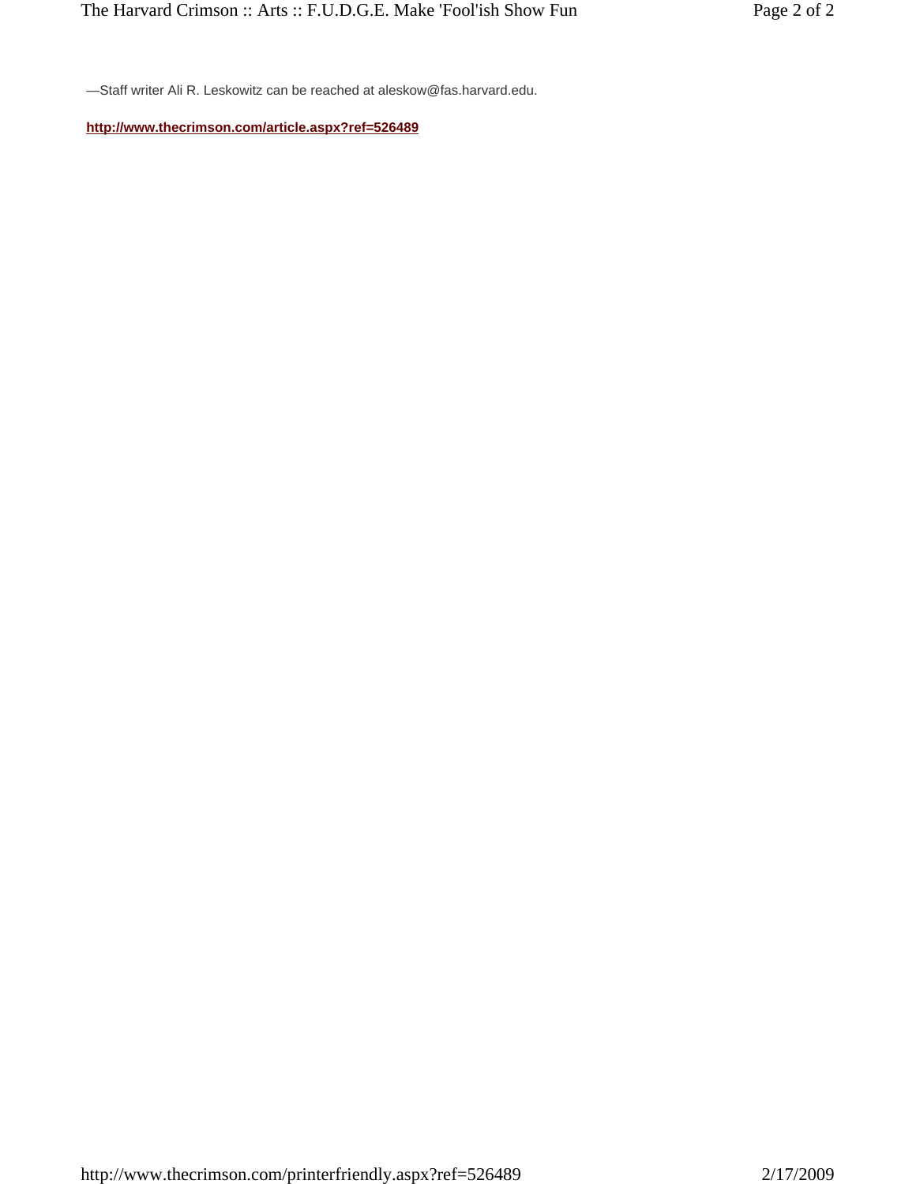—Staff writer Ali R. Leskowitz can be reached at aleskow@fas.harvard.edu.

**http://www.thecrimson.com/article.aspx?ref=526489**